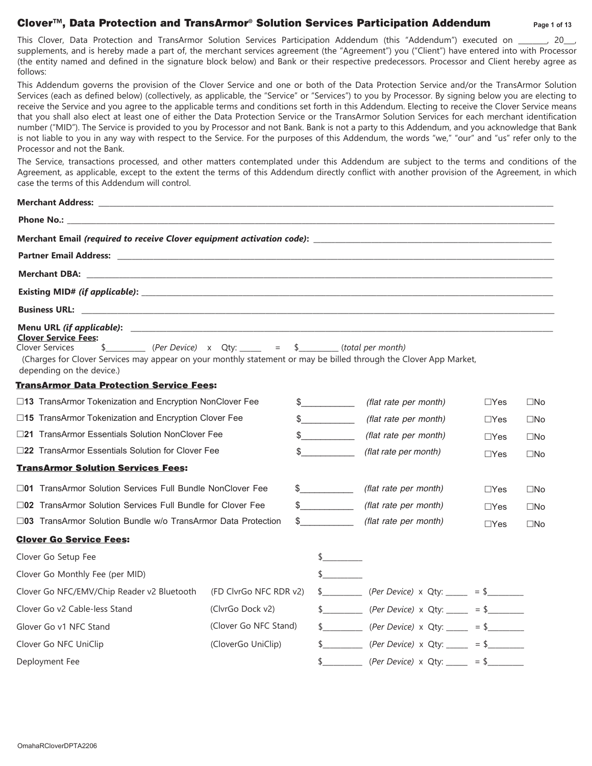# Clover™, Data Protection and TransArmor® Solution Services Participation Addendum

This Clover, Data Protection and TransArmor Solution Services Participation Addendum (this "Addendum") executed on _______, 20___, supplements, and is hereby made a part of, the merchant services agreement (the "Agreement") you ("Client") have entered into with Processor (the entity named and defined in the signature block below) and Bank or their respective predecessors. Processor and Client hereby agree as follows:

This Addendum governs the provision of the Clover Service and one or both of the Data Protection Service and/or the TransArmor Solution Services (each as defined below) (collectively, as applicable, the "Service" or "Services") to you by Processor. By signing below you are electing to receive the Service and you agree to the applicable terms and conditions set forth in this Addendum. Electing to receive the Clover Service means that you shall also elect at least one of either the Data Protection Service or the TransArmor Solution Services for each merchant identification number ("MID"). The Service is provided to you by Processor and not Bank. Bank is not a party to this Addendum, and you acknowledge that Bank is not liable to you in any way with respect to the Service. For the purposes of this Addendum, the words "we," "our" and "us" refer only to the Processor and not the Bank.

The Service, transactions processed, and other matters contemplated under this Addendum are subject to the terms and conditions of the Agreement, as applicable, except to the extent the terms of this Addendum directly conflict with another provision of the Agreement, in which case the terms of this Addendum will control.

**Merchant Address:** ____________________

**Phone No.:** ____________________

**Merchant Email** ***(required to receive Clover equipment activation code)*****:** ____________________

**Partner Email Address:** ____________________

**Merchant DBA:** ____________________

**Existing MID#** ***(if applicable)*****:** ____________________

**Business URL:** ____________________

**Menu URL** ***(if applicable)*****:** ____________________

**Clover Service Fees:**

Clover Services $__________ (*Per Device*) x Qty: _____ = $__________ (*total per month*)

(Charges for Clover Services may appear on your monthly statement or may be billed through the Clover App Market, depending on the device.)

**TransArmor Data Protection Service Fees:**

| | | | | |
|---|---|---|---|---|
| ☐**13** TransArmor Tokenization and Encryption NonClover Fee | $___________ | *(flat rate per month)* | ☐Yes | ☐No |
| ☐**15** TransArmor Tokenization and Encryption Clover Fee | $___________ | *(flat rate per month)* | ☐Yes | ☐No |
| ☐**21** TransArmor Essentials Solution NonClover Fee | $___________ | *(flat rate per month)* | ☐Yes | ☐No |
| ☐**22** TransArmor Essentials Solution for Clover Fee | $___________ | *(flat rate per month)* | ☐Yes | ☐No |

**TransArmor Solution Services Fees:**

| | | | | |
|---|---|---|---|---|
| ☐**01** TransArmor Solution Services Full Bundle NonClover Fee | $___________ | *(flat rate per month)* | ☐Yes | ☐No |
| ☐**02** TransArmor Solution Services Full Bundle for Clover Fee | $___________ | *(flat rate per month)* | ☐Yes | ☐No |
| ☐**03** TransArmor Solution Bundle w/o TransArmor Data Protection | $___________ | *(flat rate per month)* | ☐Yes | ☐No |

**Clover Go Service Fees:**

| | | | | |
|---|---|---|---|---|
| Clover Go Setup Fee | | $_________ | | |
| Clover Go Monthly Fee (per MID) | | $_________ | | |
| Clover Go NFC/EMV/Chip Reader v2 Bluetooth | (FD ClvrGo NFC RDR v2) | $_________ | (*Per Device*) x Qty: _____ | = $_________ |
| Clover Go v2 Cable-less Stand | (ClvrGo Dock v2) | $_________ | (*Per Device*) x Qty: _____ | = $_________ |
| Glover Go v1 NFC Stand | (Clover Go NFC Stand) | $_________ | (*Per Device*) x Qty: _____ | = $_________ |
| Clover Go NFC UniClip | (CloverGo UniClip) | $_________ | (*Per Device*) x Qty: _____ | = $_________ |
| Deployment Fee | | $_________ | (*Per Device*) x Qty: _____ | = $_________ |

OmahaRCloverDPTA2206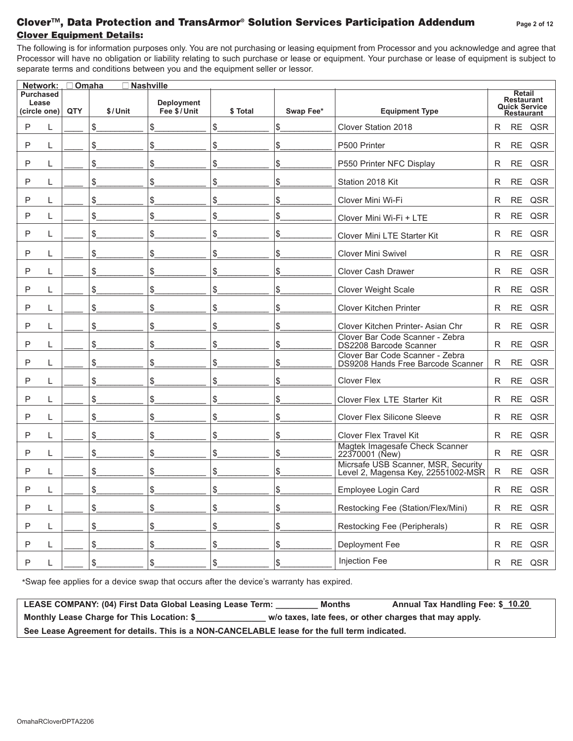# Clover™, Data Protection and TransArmor® Solution Services Participation Addendum

## Clover Equipment Details:

The following is for information purposes only. You are not purchasing or leasing equipment from Processor and you acknowledge and agree that Processor will have no obligation or liability relating to such purchase or lease or equipment. Your purchase or lease of equipment is subject to separate terms and conditions between you and the equipment seller or lessor.

**Network:** ☐ Omaha ☐ Nashville

| Purchased Lease (circle one) | QTY | $/Unit | Deployment Fee $/Unit | $ Total | Swap Fee* | Equipment Type | Retail Restaurant Quick Service Restaurant |
|---|---|---|---|---|---|---|---|
| P L | ____ | $__________ | $__________ | $__________ | $__________ | Clover Station 2018 | R RE QSR |
| P L | ____ | $__________ | $__________ | $__________ | $__________ | P500 Printer | R RE QSR |
| P L | ____ | $__________ | $__________ | $__________ | $__________ | P550 Printer NFC Display | R RE QSR |
| P L | ____ | $__________ | $__________ | $__________ | $__________ | Station 2018 Kit | R RE QSR |
| P L | ____ | $__________ | $__________ | $__________ | $__________ | Clover Mini Wi-Fi | R RE QSR |
| P L | ____ | $__________ | $__________ | $__________ | $__________ | Clover Mini Wi-Fi + LTE | R RE QSR |
| P L | ____ | $__________ | $__________ | $__________ | $__________ | Clover Mini LTE Starter Kit | R RE QSR |
| P L | ____ | $__________ | $__________ | $__________ | $__________ | Clover Mini Swivel | R RE QSR |
| P L | ____ | $__________ | $__________ | $__________ | $__________ | Clover Cash Drawer | R RE QSR |
| P L | ____ | $__________ | $__________ | $__________ | $__________ | Clover Weight Scale | R RE QSR |
| P L | ____ | $__________ | $__________ | $__________ | $__________ | Clover Kitchen Printer | R RE QSR |
| P L | ____ | $__________ | $__________ | $__________ | $__________ | Clover Kitchen Printer- Asian Chr | R RE QSR |
| P L | ____ | $__________ | $__________ | $__________ | $__________ | Clover Bar Code Scanner - Zebra DS2208 Barcode Scanner | R RE QSR |
| P L | ____ | $__________ | $__________ | $__________ | $__________ | Clover Bar Code Scanner - Zebra DS9208 Hands Free Barcode Scanner | R RE QSR |
| P L | ____ | $__________ | $__________ | $__________ | $__________ | Clover Flex | R RE QSR |
| P L | ____ | $__________ | $__________ | $__________ | $__________ | Clover Flex LTE Starter Kit | R RE QSR |
| P L | ____ | $__________ | $__________ | $__________ | $__________ | Clover Flex Silicone Sleeve | R RE QSR |
| P L | ____ | $__________ | $__________ | $__________ | $__________ | Clover Flex Travel Kit | R RE QSR |
| P L | ____ | $__________ | $__________ | $__________ | $__________ | Magtek Imagesafe Check Scanner 22370001 (New) | R RE QSR |
| P L | ____ | $__________ | $__________ | $__________ | $__________ | Micrsafe USB Scanner, MSR, Security Level 2, Magensa Key, 22551002-MSR | R RE QSR |
| P L | ____ | $__________ | $__________ | $__________ | $__________ | Employee Login Card | R RE QSR |
| P L | ____ | $__________ | $__________ | $__________ | $__________ | Restocking Fee (Station/Flex/Mini) | R RE QSR |
| P L | ____ | $__________ | $__________ | $__________ | $__________ | Restocking Fee (Peripherals) | R RE QSR |
| P L | ____ | $__________ | $__________ | $__________ | $__________ | Deployment Fee | R RE QSR |
| P L | ____ | $__________ | $__________ | $__________ | $__________ | Injection Fee | R RE QSR |

*Swap fee applies for a device swap that occurs after the device's warranty has expired.

**LEASE COMPANY: (04) First Data Global Leasing Lease Term: _________ Months Annual Tax Handling Fee: $ 10.20**

**Monthly Lease Charge for This Location: $_______________ w/o taxes, late fees, or other charges that may apply.**

**See Lease Agreement for details. This is a NON-CANCELABLE lease for the full term indicated.**

OmahaRCloverDPTA2206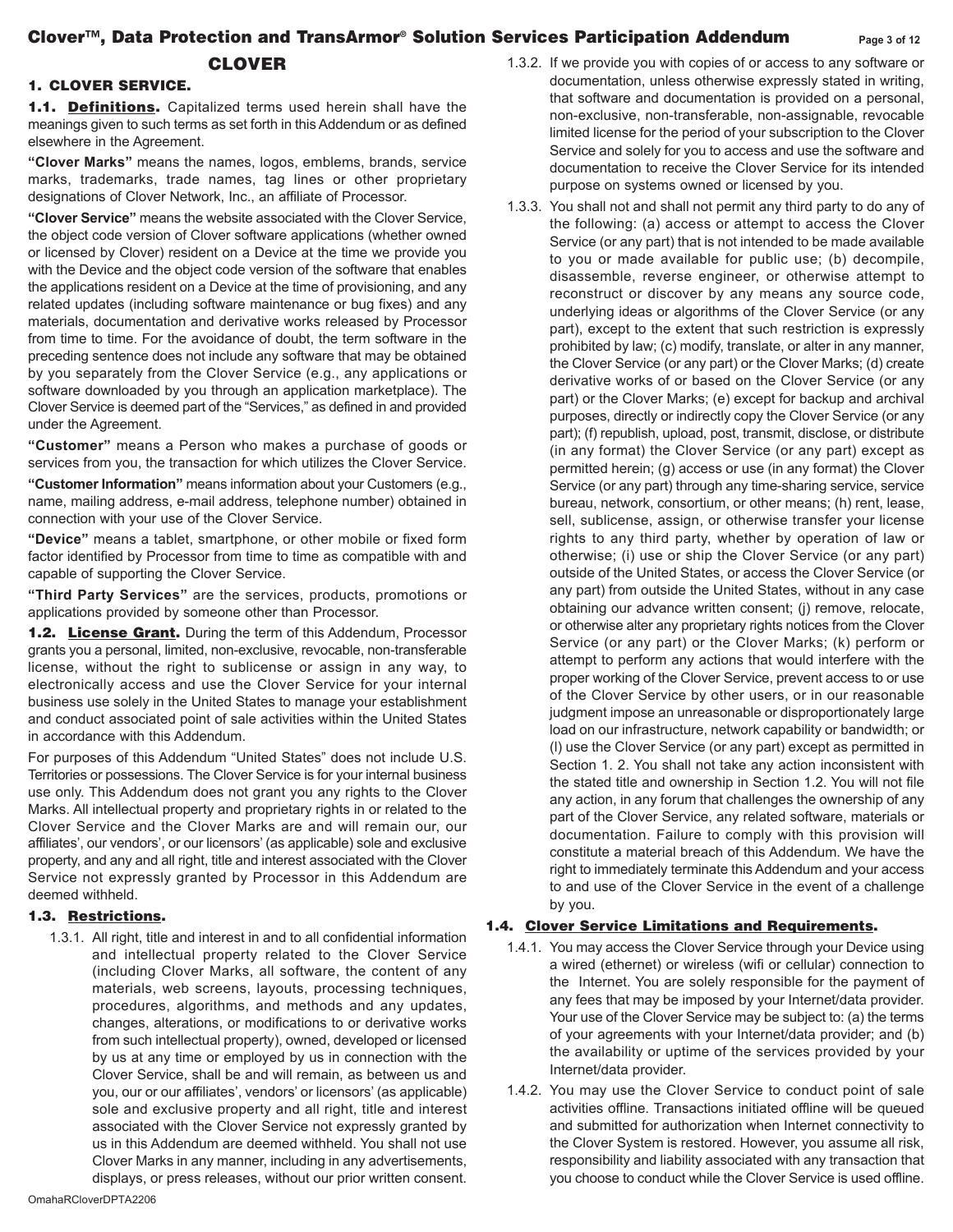## CLOVER

### 1. CLOVER SERVICE.

**1.1. Definitions.** Capitalized terms used herein shall have the meanings given to such terms as set forth in this Addendum or as defined elsewhere in the Agreement.

**"Clover Marks"** means the names, logos, emblems, brands, service marks, trademarks, trade names, tag lines or other proprietary designations of Clover Network, Inc., an affiliate of Processor.

**"Clover Service"** means the website associated with the Clover Service, the object code version of Clover software applications (whether owned or licensed by Clover) resident on a Device at the time we provide you with the Device and the object code version of the software that enables the applications resident on a Device at the time of provisioning, and any related updates (including software maintenance or bug fixes) and any materials, documentation and derivative works released by Processor from time to time. For the avoidance of doubt, the term software in the preceding sentence does not include any software that may be obtained by you separately from the Clover Service (e.g., any applications or software downloaded by you through an application marketplace). The Clover Service is deemed part of the "Services," as defined in and provided under the Agreement.

**"Customer"** means a Person who makes a purchase of goods or services from you, the transaction for which utilizes the Clover Service.

**"Customer Information"** means information about your Customers (e.g., name, mailing address, e-mail address, telephone number) obtained in connection with your use of the Clover Service.

**"Device"** means a tablet, smartphone, or other mobile or fixed form factor identified by Processor from time to time as compatible with and capable of supporting the Clover Service.

**"Third Party Services"** are the services, products, promotions or applications provided by someone other than Processor.

**1.2. License Grant.** During the term of this Addendum, Processor grants you a personal, limited, non-exclusive, revocable, non-transferable license, without the right to sublicense or assign in any way, to electronically access and use the Clover Service for your internal business use solely in the United States to manage your establishment and conduct associated point of sale activities within the United States in accordance with this Addendum.

For purposes of this Addendum "United States" does not include U.S. Territories or possessions. The Clover Service is for your internal business use only. This Addendum does not grant you any rights to the Clover Marks. All intellectual property and proprietary rights in or related to the Clover Service and the Clover Marks are and will remain our, our affiliates', our vendors', or our licensors' (as applicable) sole and exclusive property, and any and all right, title and interest associated with the Clover Service not expressly granted by Processor in this Addendum are deemed withheld.

**1.3. Restrictions.**

1.3.1. All right, title and interest in and to all confidential information and intellectual property related to the Clover Service (including Clover Marks, all software, the content of any materials, web screens, layouts, processing techniques, procedures, algorithms, and methods and any updates, changes, alterations, or modifications to or derivative works from such intellectual property), owned, developed or licensed by us at any time or employed by us in connection with the Clover Service, shall be and will remain, as between us and you, our or our affiliates', vendors' or licensors' (as applicable) sole and exclusive property and all right, title and interest associated with the Clover Service not expressly granted by us in this Addendum are deemed withheld. You shall not use Clover Marks in any manner, including in any advertisements, displays, or press releases, without our prior written consent.

1.3.2. If we provide you with copies of or access to any software or documentation, unless otherwise expressly stated in writing, that software and documentation is provided on a personal, non-exclusive, non-transferable, non-assignable, revocable limited license for the period of your subscription to the Clover Service and solely for you to access and use the software and documentation to receive the Clover Service for its intended purpose on systems owned or licensed by you.

1.3.3. You shall not and shall not permit any third party to do any of the following: (a) access or attempt to access the Clover Service (or any part) that is not intended to be made available to you or made available for public use; (b) decompile, disassemble, reverse engineer, or otherwise attempt to reconstruct or discover by any means any source code, underlying ideas or algorithms of the Clover Service (or any part), except to the extent that such restriction is expressly prohibited by law; (c) modify, translate, or alter in any manner, the Clover Service (or any part) or the Clover Marks; (d) create derivative works of or based on the Clover Service (or any part) or the Clover Marks; (e) except for backup and archival purposes, directly or indirectly copy the Clover Service (or any part); (f) republish, upload, post, transmit, disclose, or distribute (in any format) the Clover Service (or any part) except as permitted herein; (g) access or use (in any format) the Clover Service (or any part) through any time-sharing service, service bureau, network, consortium, or other means; (h) rent, lease, sell, sublicense, assign, or otherwise transfer your license rights to any third party, whether by operation of law or otherwise; (i) use or ship the Clover Service (or any part) outside of the United States, or access the Clover Service (or any part) from outside the United States, without in any case obtaining our advance written consent; (j) remove, relocate, or otherwise alter any proprietary rights notices from the Clover Service (or any part) or the Clover Marks; (k) perform or attempt to perform any actions that would interfere with the proper working of the Clover Service, prevent access to or use of the Clover Service by other users, or in our reasonable judgment impose an unreasonable or disproportionately large load on our infrastructure, network capability or bandwidth; or (l) use the Clover Service (or any part) except as permitted in Section 1. 2. You shall not take any action inconsistent with the stated title and ownership in Section 1.2. You will not file any action, in any forum that challenges the ownership of any part of the Clover Service, any related software, materials or documentation. Failure to comply with this provision will constitute a material breach of this Addendum. We have the right to immediately terminate this Addendum and your access to and use of the Clover Service in the event of a challenge by you.

**1.4. Clover Service Limitations and Requirements.**

1.4.1. You may access the Clover Service through your Device using a wired (ethernet) or wireless (wifi or cellular) connection to the Internet. You are solely responsible for the payment of any fees that may be imposed by your Internet/data provider. Your use of the Clover Service may be subject to: (a) the terms of your agreements with your Internet/data provider; and (b) the availability or uptime of the services provided by your Internet/data provider.

1.4.2. You may use the Clover Service to conduct point of sale activities offline. Transactions initiated offline will be queued and submitted for authorization when Internet connectivity to the Clover System is restored. However, you assume all risk, responsibility and liability associated with any transaction that you choose to conduct while the Clover Service is used offline.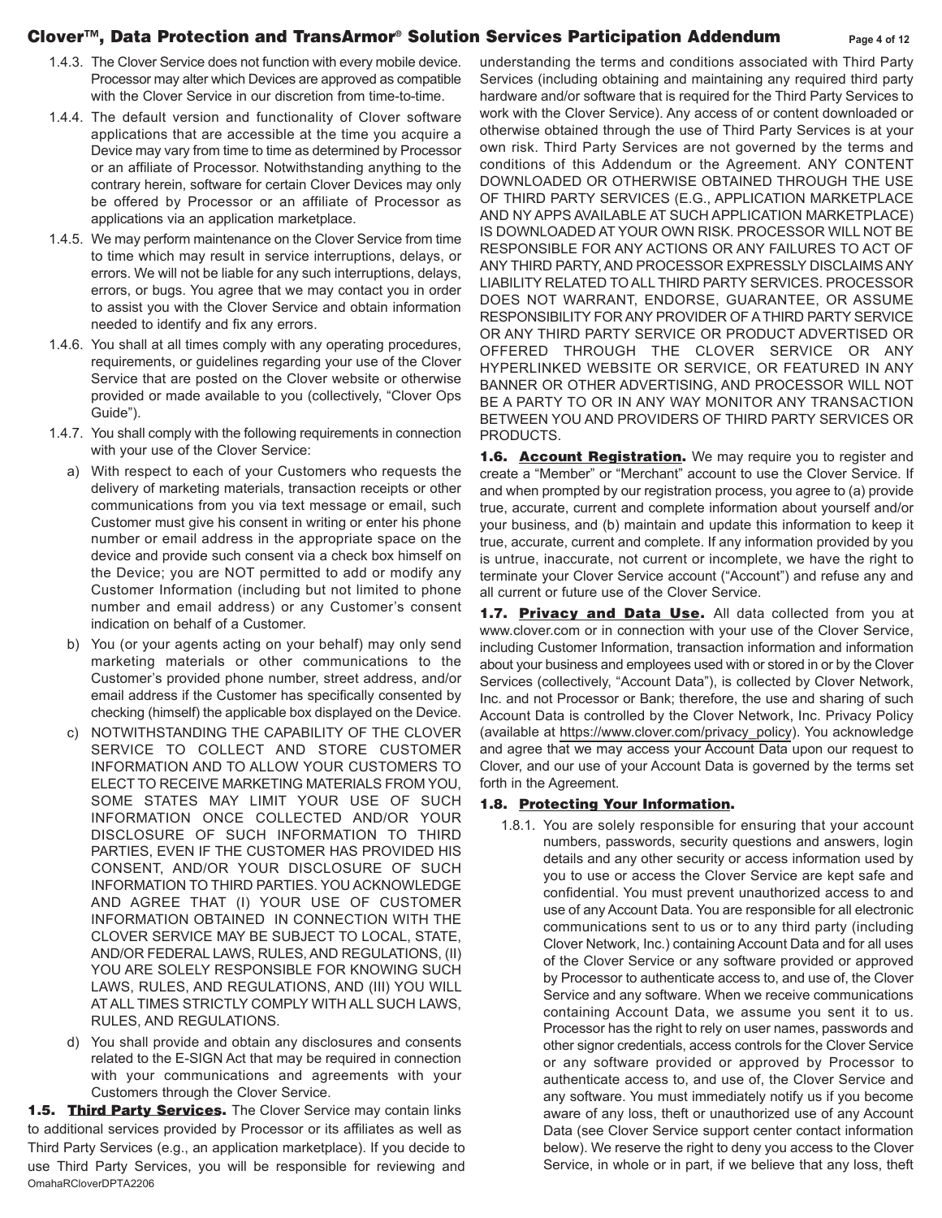1.4.3. The Clover Service does not function with every mobile device. Processor may alter which Devices are approved as compatible with the Clover Service in our discretion from time-to-time.

1.4.4. The default version and functionality of Clover software applications that are accessible at the time you acquire a Device may vary from time to time as determined by Processor or an affiliate of Processor. Notwithstanding anything to the contrary herein, software for certain Clover Devices may only be offered by Processor or an affiliate of Processor as applications via an application marketplace.

1.4.5. We may perform maintenance on the Clover Service from time to time which may result in service interruptions, delays, or errors. We will not be liable for any such interruptions, delays, errors, or bugs. You agree that we may contact you in order to assist you with the Clover Service and obtain information needed to identify and fix any errors.

1.4.6. You shall at all times comply with any operating procedures, requirements, or guidelines regarding your use of the Clover Service that are posted on the Clover website or otherwise provided or made available to you (collectively, "Clover Ops Guide").

1.4.7. You shall comply with the following requirements in connection with your use of the Clover Service:

a) With respect to each of your Customers who requests the delivery of marketing materials, transaction receipts or other communications from you via text message or email, such Customer must give his consent in writing or enter his phone number or email address in the appropriate space on the device and provide such consent via a check box himself on the Device; you are NOT permitted to add or modify any Customer Information (including but not limited to phone number and email address) or any Customer's consent indication on behalf of a Customer.

b) You (or your agents acting on your behalf) may only send marketing materials or other communications to the Customer's provided phone number, street address, and/or email address if the Customer has specifically consented by checking (himself) the applicable box displayed on the Device.

c) NOTWITHSTANDING THE CAPABILITY OF THE CLOVER SERVICE TO COLLECT AND STORE CUSTOMER INFORMATION AND TO ALLOW YOUR CUSTOMERS TO ELECT TO RECEIVE MARKETING MATERIALS FROM YOU, SOME STATES MAY LIMIT YOUR USE OF SUCH INFORMATION ONCE COLLECTED AND/OR YOUR DISCLOSURE OF SUCH INFORMATION TO THIRD PARTIES, EVEN IF THE CUSTOMER HAS PROVIDED HIS CONSENT, AND/OR YOUR DISCLOSURE OF SUCH INFORMATION TO THIRD PARTIES. YOU ACKNOWLEDGE AND AGREE THAT (I) YOUR USE OF CUSTOMER INFORMATION OBTAINED IN CONNECTION WITH THE CLOVER SERVICE MAY BE SUBJECT TO LOCAL, STATE, AND/OR FEDERAL LAWS, RULES, AND REGULATIONS, (II) YOU ARE SOLELY RESPONSIBLE FOR KNOWING SUCH LAWS, RULES, AND REGULATIONS, AND (III) YOU WILL AT ALL TIMES STRICTLY COMPLY WITH ALL SUCH LAWS, RULES, AND REGULATIONS.

d) You shall provide and obtain any disclosures and consents related to the E-SIGN Act that may be required in connection with your communications and agreements with your Customers through the Clover Service.

**1.5. Third Party Services.** The Clover Service may contain links to additional services provided by Processor or its affiliates as well as Third Party Services (e.g., an application marketplace). If you decide to use Third Party Services, you will be responsible for reviewing and understanding the terms and conditions associated with Third Party Services (including obtaining and maintaining any required third party hardware and/or software that is required for the Third Party Services to work with the Clover Service). Any access of or content downloaded or otherwise obtained through the use of Third Party Services is at your own risk. Third Party Services are not governed by the terms and conditions of this Addendum or the Agreement. ANY CONTENT DOWNLOADED OR OTHERWISE OBTAINED THROUGH THE USE OF THIRD PARTY SERVICES (E.G., APPLICATION MARKETPLACE AND NY APPS AVAILABLE AT SUCH APPLICATION MARKETPLACE) IS DOWNLOADED AT YOUR OWN RISK. PROCESSOR WILL NOT BE RESPONSIBLE FOR ANY ACTIONS OR ANY FAILURES TO ACT OF ANY THIRD PARTY, AND PROCESSOR EXPRESSLY DISCLAIMS ANY LIABILITY RELATED TO ALL THIRD PARTY SERVICES. PROCESSOR DOES NOT WARRANT, ENDORSE, GUARANTEE, OR ASSUME RESPONSIBILITY FOR ANY PROVIDER OF A THIRD PARTY SERVICE OR ANY THIRD PARTY SERVICE OR PRODUCT ADVERTISED OR OFFERED THROUGH THE CLOVER SERVICE OR ANY HYPERLINKED WEBSITE OR SERVICE, OR FEATURED IN ANY BANNER OR OTHER ADVERTISING, AND PROCESSOR WILL NOT BE A PARTY TO OR IN ANY WAY MONITOR ANY TRANSACTION BETWEEN YOU AND PROVIDERS OF THIRD PARTY SERVICES OR PRODUCTS.

**1.6. Account Registration.** We may require you to register and create a "Member" or "Merchant" account to use the Clover Service. If and when prompted by our registration process, you agree to (a) provide true, accurate, current and complete information about yourself and/or your business, and (b) maintain and update this information to keep it true, accurate, current and complete. If any information provided by you is untrue, inaccurate, not current or incomplete, we have the right to terminate your Clover Service account ("Account") and refuse any and all current or future use of the Clover Service.

**1.7. Privacy and Data Use.** All data collected from you at www.clover.com or in connection with your use of the Clover Service, including Customer Information, transaction information and information about your business and employees used with or stored in or by the Clover Services (collectively, "Account Data"), is collected by Clover Network, Inc. and not Processor or Bank; therefore, the use and sharing of such Account Data is controlled by the Clover Network, Inc. Privacy Policy (available at https://www.clover.com/privacy_policy). You acknowledge and agree that we may access your Account Data upon our request to Clover, and our use of your Account Data is governed by the terms set forth in the Agreement.

**1.8. Protecting Your Information.**

1.8.1. You are solely responsible for ensuring that your account numbers, passwords, security questions and answers, login details and any other security or access information used by you to use or access the Clover Service are kept safe and confidential. You must prevent unauthorized access to and use of any Account Data. You are responsible for all electronic communications sent to us or to any third party (including Clover Network, Inc.) containing Account Data and for all uses of the Clover Service or any software provided or approved by Processor to authenticate access to, and use of, the Clover Service and any software. When we receive communications containing Account Data, we assume you sent it to us. Processor has the right to rely on user names, passwords and other signor credentials, access controls for the Clover Service or any software provided or approved by Processor to authenticate access to, and use of, the Clover Service and any software. You must immediately notify us if you become aware of any loss, theft or unauthorized use of any Account Data (see Clover Service support center contact information below). We reserve the right to deny you access to the Clover Service, in whole or in part, if we believe that any loss, theft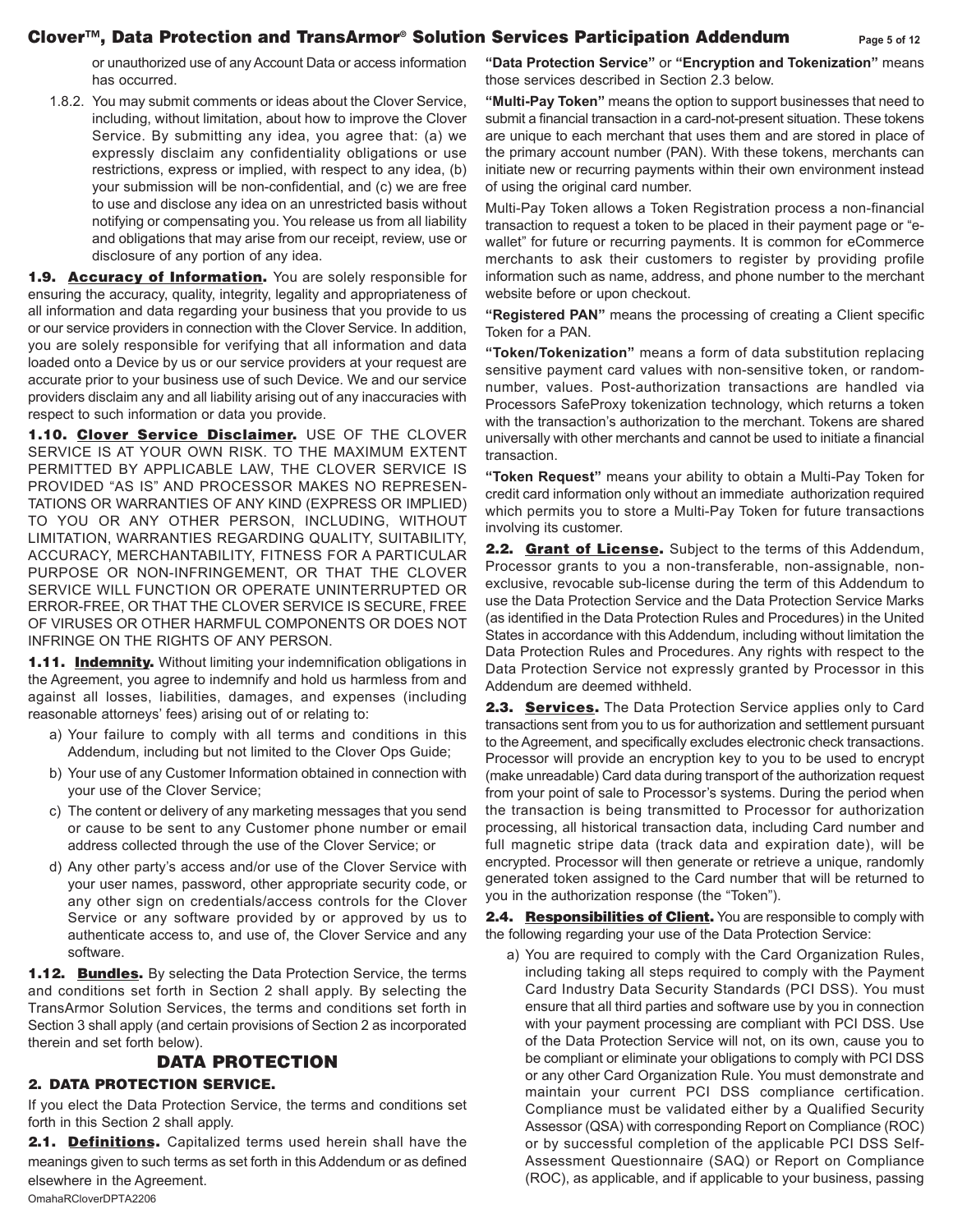or unauthorized use of any Account Data or access information has occurred.

1.8.2. You may submit comments or ideas about the Clover Service, including, without limitation, about how to improve the Clover Service. By submitting any idea, you agree that: (a) we expressly disclaim any confidentiality obligations or use restrictions, express or implied, with respect to any idea, (b) your submission will be non-confidential, and (c) we are free to use and disclose any idea on an unrestricted basis without notifying or compensating you. You release us from all liability and obligations that may arise from our receipt, review, use or disclosure of any portion of any idea.

**1.9. Accuracy of Information.** You are solely responsible for ensuring the accuracy, quality, integrity, legality and appropriateness of all information and data regarding your business that you provide to us or our service providers in connection with the Clover Service. In addition, you are solely responsible for verifying that all information and data loaded onto a Device by us or our service providers at your request are accurate prior to your business use of such Device. We and our service providers disclaim any and all liability arising out of any inaccuracies with respect to such information or data you provide.

**1.10. Clover Service Disclaimer.** USE OF THE CLOVER SERVICE IS AT YOUR OWN RISK. TO THE MAXIMUM EXTENT PERMITTED BY APPLICABLE LAW, THE CLOVER SERVICE IS PROVIDED "AS IS" AND PROCESSOR MAKES NO REPRESENTATIONS OR WARRANTIES OF ANY KIND (EXPRESS OR IMPLIED) TO YOU OR ANY OTHER PERSON, INCLUDING, WITHOUT LIMITATION, WARRANTIES REGARDING QUALITY, SUITABILITY, ACCURACY, MERCHANTABILITY, FITNESS FOR A PARTICULAR PURPOSE OR NON-INFRINGEMENT, OR THAT THE CLOVER SERVICE WILL FUNCTION OR OPERATE UNINTERRUPTED OR ERROR-FREE, OR THAT THE CLOVER SERVICE IS SECURE, FREE OF VIRUSES OR OTHER HARMFUL COMPONENTS OR DOES NOT INFRINGE ON THE RIGHTS OF ANY PERSON.

**1.11. Indemnity.** Without limiting your indemnification obligations in the Agreement, you agree to indemnify and hold us harmless from and against all losses, liabilities, damages, and expenses (including reasonable attorneys' fees) arising out of or relating to:

a) Your failure to comply with all terms and conditions in this Addendum, including but not limited to the Clover Ops Guide;

b) Your use of any Customer Information obtained in connection with your use of the Clover Service;

c) The content or delivery of any marketing messages that you send or cause to be sent to any Customer phone number or email address collected through the use of the Clover Service; or

d) Any other party's access and/or use of the Clover Service with your user names, password, other appropriate security code, or any other sign on credentials/access controls for the Clover Service or any software provided by or approved by us to authenticate access to, and use of, the Clover Service and any software.

**1.12. Bundles.** By selecting the Data Protection Service, the terms and conditions set forth in Section 2 shall apply. By selecting the TransArmor Solution Services, the terms and conditions set forth in Section 3 shall apply (and certain provisions of Section 2 as incorporated therein and set forth below).

# DATA PROTECTION

## 2. DATA PROTECTION SERVICE.

If you elect the Data Protection Service, the terms and conditions set forth in this Section 2 shall apply.

**2.1. Definitions.** Capitalized terms used herein shall have the meanings given to such terms as set forth in this Addendum or as defined elsewhere in the Agreement.

**"Data Protection Service"** or **"Encryption and Tokenization"** means those services described in Section 2.3 below.

**"Multi-Pay Token"** means the option to support businesses that need to submit a financial transaction in a card-not-present situation. These tokens are unique to each merchant that uses them and are stored in place of the primary account number (PAN). With these tokens, merchants can initiate new or recurring payments within their own environment instead of using the original card number.

Multi-Pay Token allows a Token Registration process a non-financial transaction to request a token to be placed in their payment page or "e-wallet" for future or recurring payments. It is common for eCommerce merchants to ask their customers to register by providing profile information such as name, address, and phone number to the merchant website before or upon checkout.

**"Registered PAN"** means the processing of creating a Client specific Token for a PAN.

**"Token/Tokenization"** means a form of data substitution replacing sensitive payment card values with non-sensitive token, or random-number, values. Post-authorization transactions are handled via Processors SafeProxy tokenization technology, which returns a token with the transaction's authorization to the merchant. Tokens are shared universally with other merchants and cannot be used to initiate a financial transaction.

**"Token Request"** means your ability to obtain a Multi-Pay Token for credit card information only without an immediate authorization required which permits you to store a Multi-Pay Token for future transactions involving its customer.

**2.2. Grant of License.** Subject to the terms of this Addendum, Processor grants to you a non-transferable, non-assignable, non-exclusive, revocable sub-license during the term of this Addendum to use the Data Protection Service and the Data Protection Service Marks (as identified in the Data Protection Rules and Procedures) in the United States in accordance with this Addendum, including without limitation the Data Protection Rules and Procedures. Any rights with respect to the Data Protection Service not expressly granted by Processor in this Addendum are deemed withheld.

**2.3. Services.** The Data Protection Service applies only to Card transactions sent from you to us for authorization and settlement pursuant to the Agreement, and specifically excludes electronic check transactions. Processor will provide an encryption key to you to be used to encrypt (make unreadable) Card data during transport of the authorization request from your point of sale to Processor's systems. During the period when the transaction is being transmitted to Processor for authorization processing, all historical transaction data, including Card number and full magnetic stripe data (track data and expiration date), will be encrypted. Processor will then generate or retrieve a unique, randomly generated token assigned to the Card number that will be returned to you in the authorization response (the "Token").

**2.4. Responsibilities of Client.** You are responsible to comply with the following regarding your use of the Data Protection Service:

a) You are required to comply with the Card Organization Rules, including taking all steps required to comply with the Payment Card Industry Data Security Standards (PCI DSS). You must ensure that all third parties and software use by you in connection with your payment processing are compliant with PCI DSS. Use of the Data Protection Service will not, on its own, cause you to be compliant or eliminate your obligations to comply with PCI DSS or any other Card Organization Rule. You must demonstrate and maintain your current PCI DSS compliance certification. Compliance must be validated either by a Qualified Security Assessor (QSA) with corresponding Report on Compliance (ROC) or by successful completion of the applicable PCI DSS Self-Assessment Questionnaire (SAQ) or Report on Compliance (ROC), as applicable, and if applicable to your business, passing

OmahaRCloverDPTA2206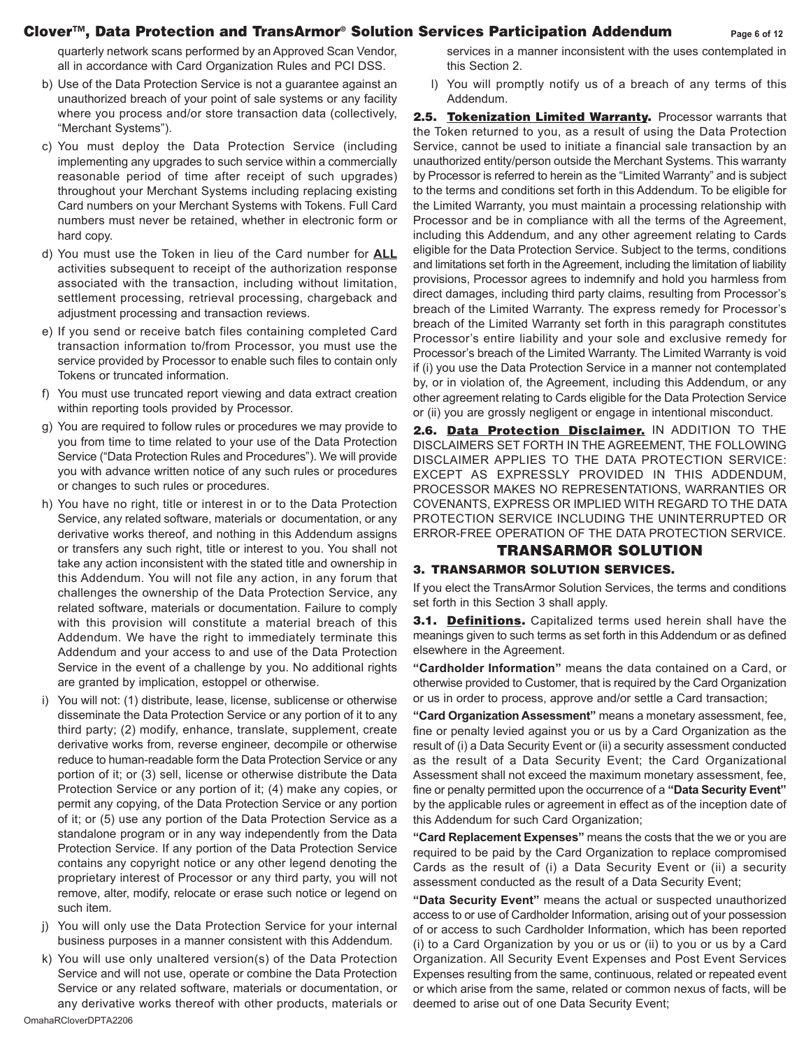quarterly network scans performed by an Approved Scan Vendor, all in accordance with Card Organization Rules and PCI DSS.

b) Use of the Data Protection Service is not a guarantee against an unauthorized breach of your point of sale systems or any facility where you process and/or store transaction data (collectively, "Merchant Systems").

c) You must deploy the Data Protection Service (including implementing any upgrades to such service within a commercially reasonable period of time after receipt of such upgrades) throughout your Merchant Systems including replacing existing Card numbers on your Merchant Systems with Tokens. Full Card numbers must never be retained, whether in electronic form or hard copy.

d) You must use the Token in lieu of the Card number for **ALL** activities subsequent to receipt of the authorization response associated with the transaction, including without limitation, settlement processing, retrieval processing, chargeback and adjustment processing and transaction reviews.

e) If you send or receive batch files containing completed Card transaction information to/from Processor, you must use the service provided by Processor to enable such files to contain only Tokens or truncated information.

f) You must use truncated report viewing and data extract creation within reporting tools provided by Processor.

g) You are required to follow rules or procedures we may provide to you from time to time related to your use of the Data Protection Service ("Data Protection Rules and Procedures"). We will provide you with advance written notice of any such rules or procedures or changes to such rules or procedures.

h) You have no right, title or interest in or to the Data Protection Service, any related software, materials or documentation, or any derivative works thereof, and nothing in this Addendum assigns or transfers any such right, title or interest to you. You shall not take any action inconsistent with the stated title and ownership in this Addendum. You will not file any action, in any forum that challenges the ownership of the Data Protection Service, any related software, materials or documentation. Failure to comply with this provision will constitute a material breach of this Addendum. We have the right to immediately terminate this Addendum and your access to and use of the Data Protection Service in the event of a challenge by you. No additional rights are granted by implication, estoppel or otherwise.

i) You will not: (1) distribute, lease, license, sublicense or otherwise disseminate the Data Protection Service or any portion of it to any third party; (2) modify, enhance, translate, supplement, create derivative works from, reverse engineer, decompile or otherwise reduce to human-readable form the Data Protection Service or any portion of it; or (3) sell, license or otherwise distribute the Data Protection Service or any portion of it; (4) make any copies, or permit any copying, of the Data Protection Service or any portion of it; or (5) use any portion of the Data Protection Service as a standalone program or in any way independently from the Data Protection Service. If any portion of the Data Protection Service contains any copyright notice or any other legend denoting the proprietary interest of Processor or any third party, you will not remove, alter, modify, relocate or erase such notice or legend on such item.

j) You will only use the Data Protection Service for your internal business purposes in a manner consistent with this Addendum.

k) You will use only unaltered version(s) of the Data Protection Service and will not use, operate or combine the Data Protection Service or any related software, materials or documentation, or any derivative works thereof with other products, materials or services in a manner inconsistent with the uses contemplated in this Section 2.

l) You will promptly notify us of a breach of any terms of this Addendum.

**2.5. Tokenization Limited Warranty.** Processor warrants that the Token returned to you, as a result of using the Data Protection Service, cannot be used to initiate a financial sale transaction by an unauthorized entity/person outside the Merchant Systems. This warranty by Processor is referred to herein as the "Limited Warranty" and is subject to the terms and conditions set forth in this Addendum. To be eligible for the Limited Warranty, you must maintain a processing relationship with Processor and be in compliance with all the terms of the Agreement, including this Addendum, and any other agreement relating to Cards eligible for the Data Protection Service. Subject to the terms, conditions and limitations set forth in the Agreement, including the limitation of liability provisions, Processor agrees to indemnify and hold you harmless from direct damages, including third party claims, resulting from Processor's breach of the Limited Warranty. The express remedy for Processor's breach of the Limited Warranty set forth in this paragraph constitutes Processor's entire liability and your sole and exclusive remedy for Processor's breach of the Limited Warranty. The Limited Warranty is void if (i) you use the Data Protection Service in a manner not contemplated by, or in violation of, the Agreement, including this Addendum, or any other agreement relating to Cards eligible for the Data Protection Service or (ii) you are grossly negligent or engage in intentional misconduct.

**2.6. Data Protection Disclaimer.** IN ADDITION TO THE DISCLAIMERS SET FORTH IN THE AGREEMENT, THE FOLLOWING DISCLAIMER APPLIES TO THE DATA PROTECTION SERVICE: EXCEPT AS EXPRESSLY PROVIDED IN THIS ADDENDUM, PROCESSOR MAKES NO REPRESENTATIONS, WARRANTIES OR COVENANTS, EXPRESS OR IMPLIED WITH REGARD TO THE DATA PROTECTION SERVICE INCLUDING THE UNINTERRUPTED OR ERROR-FREE OPERATION OF THE DATA PROTECTION SERVICE.

## TRANSARMOR SOLUTION

### 3. TRANSARMOR SOLUTION SERVICES.

If you elect the TransArmor Solution Services, the terms and conditions set forth in this Section 3 shall apply.

**3.1. Definitions.** Capitalized terms used herein shall have the meanings given to such terms as set forth in this Addendum or as defined elsewhere in the Agreement.

**"Cardholder Information"** means the data contained on a Card, or otherwise provided to Customer, that is required by the Card Organization or us in order to process, approve and/or settle a Card transaction;

**"Card Organization Assessment"** means a monetary assessment, fee, fine or penalty levied against you or us by a Card Organization as the result of (i) a Data Security Event or (ii) a security assessment conducted as the result of a Data Security Event; the Card Organizational Assessment shall not exceed the maximum monetary assessment, fee, fine or penalty permitted upon the occurrence of a **"Data Security Event"** by the applicable rules or agreement in effect as of the inception date of this Addendum for such Card Organization;

**"Card Replacement Expenses"** means the costs that the we or you are required to be paid by the Card Organization to replace compromised Cards as the result of (i) a Data Security Event or (ii) a security assessment conducted as the result of a Data Security Event;

**"Data Security Event"** means the actual or suspected unauthorized access to or use of Cardholder Information, arising out of your possession of or access to such Cardholder Information, which has been reported (i) to a Card Organization by you or us or (ii) to you or us by a Card Organization. All Security Event Expenses and Post Event Services Expenses resulting from the same, continuous, related or repeated event or which arise from the same, related or common nexus of facts, will be deemed to arise out of one Data Security Event;

OmahaRCloverDPTA2206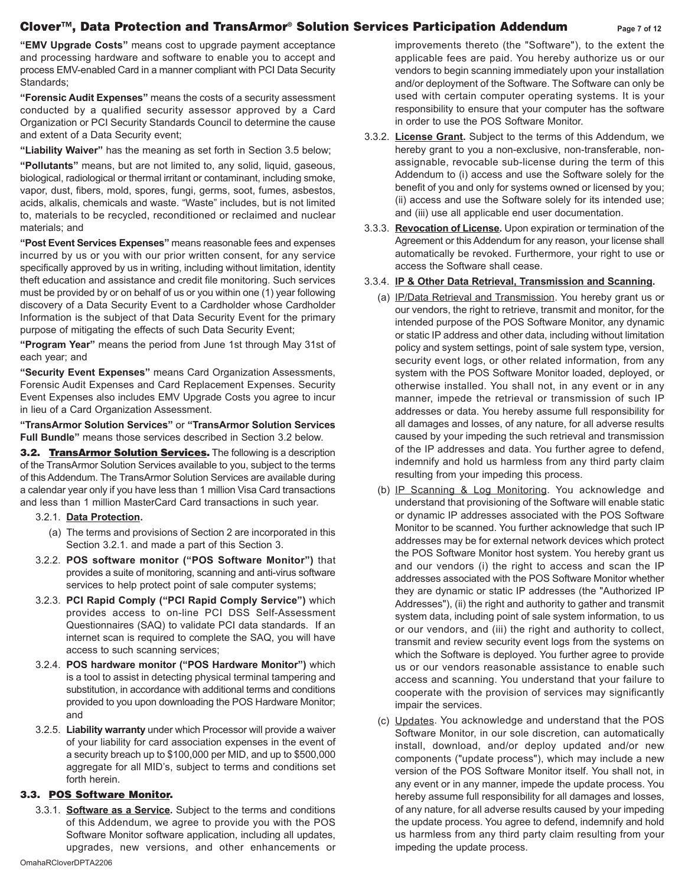**"EMV Upgrade Costs"** means cost to upgrade payment acceptance and processing hardware and software to enable you to accept and process EMV-enabled Card in a manner compliant with PCI Data Security Standards;

**"Forensic Audit Expenses"** means the costs of a security assessment conducted by a qualified security assessor approved by a Card Organization or PCI Security Standards Council to determine the cause and extent of a Data Security event;

**"Liability Waiver"** has the meaning as set forth in Section 3.5 below;

**"Pollutants"** means, but are not limited to, any solid, liquid, gaseous, biological, radiological or thermal irritant or contaminant, including smoke, vapor, dust, fibers, mold, spores, fungi, germs, soot, fumes, asbestos, acids, alkalis, chemicals and waste. "Waste" includes, but is not limited to, materials to be recycled, reconditioned or reclaimed and nuclear materials; and

**"Post Event Services Expenses"** means reasonable fees and expenses incurred by us or you with our prior written consent, for any service specifically approved by us in writing, including without limitation, identity theft education and assistance and credit file monitoring. Such services must be provided by or on behalf of us or you within one (1) year following discovery of a Data Security Event to a Cardholder whose Cardholder Information is the subject of that Data Security Event for the primary purpose of mitigating the effects of such Data Security Event;

**"Program Year"** means the period from June 1st through May 31st of each year; and

**"Security Event Expenses"** means Card Organization Assessments, Forensic Audit Expenses and Card Replacement Expenses. Security Event Expenses also includes EMV Upgrade Costs you agree to incur in lieu of a Card Organization Assessment.

**"TransArmor Solution Services"** or **"TransArmor Solution Services Full Bundle"** means those services described in Section 3.2 below.

**3.2. TransArmor Solution Services.** The following is a description of the TransArmor Solution Services available to you, subject to the terms of this Addendum. The TransArmor Solution Services are available during a calendar year only if you have less than 1 million Visa Card transactions and less than 1 million MasterCard Card transactions in such year.

3.2.1. **Data Protection.**

(a) The terms and provisions of Section 2 are incorporated in this Section 3.2.1. and made a part of this Section 3.

3.2.2. **POS software monitor ("POS Software Monitor")** that provides a suite of monitoring, scanning and anti-virus software services to help protect point of sale computer systems;

3.2.3. **PCI Rapid Comply ("PCI Rapid Comply Service")** which provides access to on-line PCI DSS Self-Assessment Questionnaires (SAQ) to validate PCI data standards. If an internet scan is required to complete the SAQ, you will have access to such scanning services;

3.2.4. **POS hardware monitor ("POS Hardware Monitor")** which is a tool to assist in detecting physical terminal tampering and substitution, in accordance with additional terms and conditions provided to you upon downloading the POS Hardware Monitor; and

3.2.5. **Liability warranty** under which Processor will provide a waiver of your liability for card association expenses in the event of a security breach up to $100,000 per MID, and up to $500,000 aggregate for all MID's, subject to terms and conditions set forth herein.

**3.3. POS Software Monitor.**

3.3.1. **Software as a Service.** Subject to the terms and conditions of this Addendum, we agree to provide you with the POS Software Monitor software application, including all updates, upgrades, new versions, and other enhancements or improvements thereto (the "Software"), to the extent the applicable fees are paid. You hereby authorize us or our vendors to begin scanning immediately upon your installation and/or deployment of the Software. The Software can only be used with certain computer operating systems. It is your responsibility to ensure that your computer has the software in order to use the POS Software Monitor.

3.3.2. **License Grant.** Subject to the terms of this Addendum, we hereby grant to you a non-exclusive, non-transferable, non-assignable, revocable sub-license during the term of this Addendum to (i) access and use the Software solely for the benefit of you and only for systems owned or licensed by you; (ii) access and use the Software solely for its intended use; and (iii) use all applicable end user documentation.

3.3.3. **Revocation of License.** Upon expiration or termination of the Agreement or this Addendum for any reason, your license shall automatically be revoked. Furthermore, your right to use or access the Software shall cease.

3.3.4. **IP & Other Data Retrieval, Transmission and Scanning.**

(a) IP/Data Retrieval and Transmission. You hereby grant us or our vendors, the right to retrieve, transmit and monitor, for the intended purpose of the POS Software Monitor, any dynamic or static IP address and other data, including without limitation policy and system settings, point of sale system type, version, security event logs, or other related information, from any system with the POS Software Monitor loaded, deployed, or otherwise installed. You shall not, in any event or in any manner, impede the retrieval or transmission of such IP addresses or data. You hereby assume full responsibility for all damages and losses, of any nature, for all adverse results caused by your impeding the such retrieval and transmission of the IP addresses and data. You further agree to defend, indemnify and hold us harmless from any third party claim resulting from your impeding this process.

(b) IP Scanning & Log Monitoring. You acknowledge and understand that provisioning of the Software will enable static or dynamic IP addresses associated with the POS Software Monitor to be scanned. You further acknowledge that such IP addresses may be for external network devices which protect the POS Software Monitor host system. You hereby grant us and our vendors (i) the right to access and scan the IP addresses associated with the POS Software Monitor whether they are dynamic or static IP addresses (the "Authorized IP Addresses"), (ii) the right and authority to gather and transmit system data, including point of sale system information, to us or our vendors, and (iii) the right and authority to collect, transmit and review security event logs from the systems on which the Software is deployed. You further agree to provide us or our vendors reasonable assistance to enable such access and scanning. You understand that your failure to cooperate with the provision of services may significantly impair the services.

(c) Updates. You acknowledge and understand that the POS Software Monitor, in our sole discretion, can automatically install, download, and/or deploy updated and/or new components ("update process"), which may include a new version of the POS Software Monitor itself. You shall not, in any event or in any manner, impede the update process. You hereby assume full responsibility for all damages and losses, of any nature, for all adverse results caused by your impeding the update process. You agree to defend, indemnify and hold us harmless from any third party claim resulting from your impeding the update process.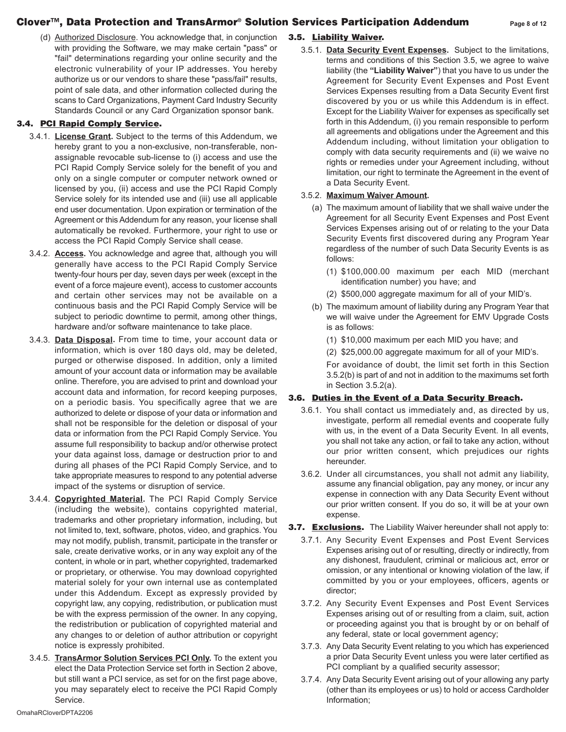(d) Authorized Disclosure. You acknowledge that, in conjunction with providing the Software, we may make certain "pass" or "fail" determinations regarding your online security and the electronic vulnerability of your IP addresses. You hereby authorize us or our vendors to share these "pass/fail" results, point of sale data, and other information collected during the scans to Card Organizations, Payment Card Industry Security Standards Council or any Card Organization sponsor bank.

### 3.4. PCI Rapid Comply Service.

3.4.1. **License Grant.** Subject to the terms of this Addendum, we hereby grant to you a non-exclusive, non-transferable, non-assignable revocable sub-license to (i) access and use the PCI Rapid Comply Service solely for the benefit of you and only on a single computer or computer network owned or licensed by you, (ii) access and use the PCI Rapid Comply Service solely for its intended use and (iii) use all applicable end user documentation. Upon expiration or termination of the Agreement or this Addendum for any reason, your license shall automatically be revoked. Furthermore, your right to use or access the PCI Rapid Comply Service shall cease.

3.4.2. **Access.** You acknowledge and agree that, although you will generally have access to the PCI Rapid Comply Service twenty-four hours per day, seven days per week (except in the event of a force majeure event), access to customer accounts and certain other services may not be available on a continuous basis and the PCI Rapid Comply Service will be subject to periodic downtime to permit, among other things, hardware and/or software maintenance to take place.

3.4.3. **Data Disposal.** From time to time, your account data or information, which is over 180 days old, may be deleted, purged or otherwise disposed. In addition, only a limited amount of your account data or information may be available online. Therefore, you are advised to print and download your account data and information, for record keeping purposes, on a periodic basis. You specifically agree that we are authorized to delete or dispose of your data or information and shall not be responsible for the deletion or disposal of your data or information from the PCI Rapid Comply Service. You assume full responsibility to backup and/or otherwise protect your data against loss, damage or destruction prior to and during all phases of the PCI Rapid Comply Service, and to take appropriate measures to respond to any potential adverse impact of the systems or disruption of service.

3.4.4. **Copyrighted Material.** The PCI Rapid Comply Service (including the website), contains copyrighted material, trademarks and other proprietary information, including, but not limited to, text, software, photos, video, and graphics. You may not modify, publish, transmit, participate in the transfer or sale, create derivative works, or in any way exploit any of the content, in whole or in part, whether copyrighted, trademarked or proprietary, or otherwise. You may download copyrighted material solely for your own internal use as contemplated under this Addendum. Except as expressly provided by copyright law, any copying, redistribution, or publication must be with the express permission of the owner. In any copying, the redistribution or publication of copyrighted material and any changes to or deletion of author attribution or copyright notice is expressly prohibited.

3.4.5. **TransArmor Solution Services PCI Only.** To the extent you elect the Data Protection Service set forth in Section 2 above, but still want a PCI service, as set for on the first page above, you may separately elect to receive the PCI Rapid Comply Service.

### 3.5. Liability Waiver.

3.5.1. **Data Security Event Expenses.** Subject to the limitations, terms and conditions of this Section 3.5, we agree to waive liability (the **"Liability Waiver"**) that you have to us under the Agreement for Security Event Expenses and Post Event Services Expenses resulting from a Data Security Event first discovered by you or us while this Addendum is in effect. Except for the Liability Waiver for expenses as specifically set forth in this Addendum, (i) you remain responsible to perform all agreements and obligations under the Agreement and this Addendum including, without limitation your obligation to comply with data security requirements and (ii) we waive no rights or remedies under your Agreement including, without limitation, our right to terminate the Agreement in the event of a Data Security Event.

3.5.2. **Maximum Waiver Amount.**

(a) The maximum amount of liability that we shall waive under the Agreement for all Security Event Expenses and Post Event Services Expenses arising out of or relating to the your Data Security Events first discovered during any Program Year regardless of the number of such Data Security Events is as follows:

(1) $100,000.00 maximum per each MID (merchant identification number) you have; and

(2) $500,000 aggregate maximum for all of your MID's.

(b) The maximum amount of liability during any Program Year that we will waive under the Agreement for EMV Upgrade Costs is as follows:

(1) $10,000 maximum per each MID you have; and

(2) $25,000.00 aggregate maximum for all of your MID's.

For avoidance of doubt, the limit set forth in this Section 3.5.2(b) is part of and not in addition to the maximums set forth in Section 3.5.2(a).

### 3.6. Duties in the Event of a Data Security Breach.

3.6.1. You shall contact us immediately and, as directed by us, investigate, perform all remedial events and cooperate fully with us, in the event of a Data Security Event. In all events, you shall not take any action, or fail to take any action, without our prior written consent, which prejudices our rights hereunder.

3.6.2. Under all circumstances, you shall not admit any liability, assume any financial obligation, pay any money, or incur any expense in connection with any Data Security Event without our prior written consent. If you do so, it will be at your own expense.

### 3.7. Exclusions. The Liability Waiver hereunder shall not apply to:

3.7.1. Any Security Event Expenses and Post Event Services Expenses arising out of or resulting, directly or indirectly, from any dishonest, fraudulent, criminal or malicious act, error or omission, or any intentional or knowing violation of the law, if committed by you or your employees, officers, agents or director;

3.7.2. Any Security Event Expenses and Post Event Services Expenses arising out of or resulting from a claim, suit, action or proceeding against you that is brought by or on behalf of any federal, state or local government agency;

3.7.3. Any Data Security Event relating to you which has experienced a prior Data Security Event unless you were later certified as PCI compliant by a qualified security assessor;

3.7.4. Any Data Security Event arising out of your allowing any party (other than its employees or us) to hold or access Cardholder Information;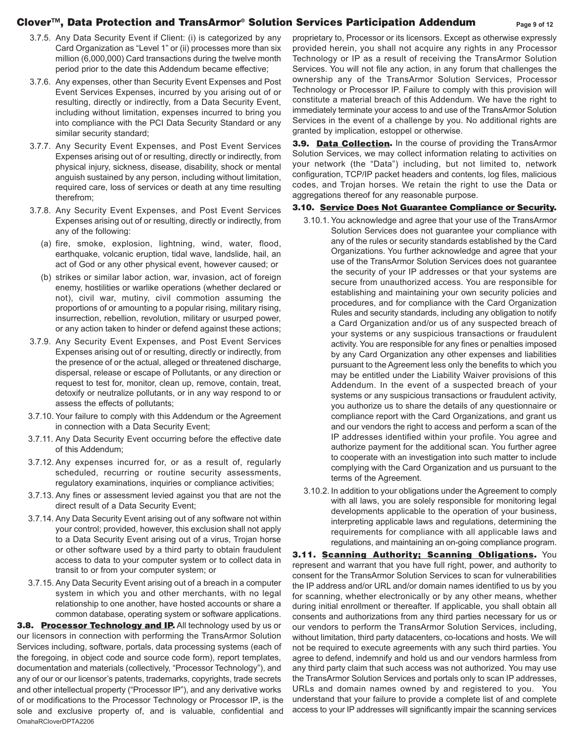3.7.5. Any Data Security Event if Client: (i) is categorized by any Card Organization as "Level 1" or (ii) processes more than six million (6,000,000) Card transactions during the twelve month period prior to the date this Addendum became effective;

3.7.6. Any expenses, other than Security Event Expenses and Post Event Services Expenses, incurred by you arising out of or resulting, directly or indirectly, from a Data Security Event, including without limitation, expenses incurred to bring you into compliance with the PCI Data Security Standard or any similar security standard;

3.7.7. Any Security Event Expenses, and Post Event Services Expenses arising out of or resulting, directly or indirectly, from physical injury, sickness, disease, disability, shock or mental anguish sustained by any person, including without limitation, required care, loss of services or death at any time resulting therefrom;

3.7.8. Any Security Event Expenses, and Post Event Services Expenses arising out of or resulting, directly or indirectly, from any of the following:

(a) fire, smoke, explosion, lightning, wind, water, flood, earthquake, volcanic eruption, tidal wave, landslide, hail, an act of God or any other physical event, however caused; or

(b) strikes or similar labor action, war, invasion, act of foreign enemy, hostilities or warlike operations (whether declared or not), civil war, mutiny, civil commotion assuming the proportions of or amounting to a popular rising, military rising, insurrection, rebellion, revolution, military or usurped power, or any action taken to hinder or defend against these actions;

3.7.9. Any Security Event Expenses, and Post Event Services Expenses arising out of or resulting, directly or indirectly, from the presence of or the actual, alleged or threatened discharge, dispersal, release or escape of Pollutants, or any direction or request to test for, monitor, clean up, remove, contain, treat, detoxify or neutralize pollutants, or in any way respond to or assess the effects of pollutants;

3.7.10. Your failure to comply with this Addendum or the Agreement in connection with a Data Security Event;

3.7.11. Any Data Security Event occurring before the effective date of this Addendum;

3.7.12. Any expenses incurred for, or as a result of, regularly scheduled, recurring or routine security assessments, regulatory examinations, inquiries or compliance activities;

3.7.13. Any fines or assessment levied against you that are not the direct result of a Data Security Event;

3.7.14. Any Data Security Event arising out of any software not within your control; provided, however, this exclusion shall not apply to a Data Security Event arising out of a virus, Trojan horse or other software used by a third party to obtain fraudulent access to data to your computer system or to collect data in transit to or from your computer system; or

3.7.15. Any Data Security Event arising out of a breach in a computer system in which you and other merchants, with no legal relationship to one another, have hosted accounts or share a common database, operating system or software applications.

**3.8. Processor Technology and IP.** All technology used by us or our licensors in connection with performing the TransArmor Solution Services including, software, portals, data processing systems (each of the foregoing, in object code and source code form), report templates, documentation and materials (collectively, "Processor Technology"), and any of our or our licensor's patents, trademarks, copyrights, trade secrets and other intellectual property ("Processor IP"), and any derivative works of or modifications to the Processor Technology or Processor IP, is the sole and exclusive property of, and is valuable, confidential and proprietary to, Processor or its licensors. Except as otherwise expressly provided herein, you shall not acquire any rights in any Processor Technology or IP as a result of receiving the TransArmor Solution Services. You will not as file any action, in any forum that challenges the ownership any of the TransArmor Solution Services, Processor Technology or Processor IP. Failure to comply with this provision will constitute a material breach of this Addendum. We have the right to immediately terminate your access to and use of the TransArmor Solution Services in the event of a challenge by you. No additional rights are granted by implication, estoppel or otherwise.

**3.9. Data Collection.** In the course of providing the TransArmor Solution Services, we may collect information relating to activities on your network (the "Data") including, but not limited to, network configuration, TCP/IP packet headers and contents, log files, malicious codes, and Trojan horses. We retain the right to use the Data or aggregations thereof for any reasonable purpose.

**3.10. Service Does Not Guarantee Compliance or Security.**

3.10.1. You acknowledge and agree that your use of the TransArmor Solution Services does not guarantee your compliance with any of the rules or security standards established by the Card Organizations. You further acknowledge and agree that your use of the TransArmor Solution Services does not guarantee the security of your IP addresses or that your systems are secure from unauthorized access. You are responsible for establishing and maintaining your own security policies and procedures, and for compliance with the Card Organization Rules and security standards, including any obligation to notify a Card Organization and/or us of any suspected breach of your systems or any suspicious transactions or fraudulent activity. You are responsible for any fines or penalties imposed by any Card Organization any other expenses and liabilities pursuant to the Agreement less only the benefits to which you may be entitled under the Liability Waiver provisions of this Addendum. In the event of a suspected breach of your systems or any suspicious transactions or fraudulent activity, you authorize us to share the details of any questionnaire or compliance report with the Card Organizations, and grant us and our vendors the right to access and perform a scan of the IP addresses identified within your profile. You agree and authorize payment for the additional scan. You further agree to cooperate with an investigation into such matter to include complying with the Card Organization and us pursuant to the terms of the Agreement.

3.10.2. In addition to your obligations under the Agreement to comply with all laws, you are solely responsible for monitoring legal developments applicable to the operation of your business, interpreting applicable laws and regulations, determining the requirements for compliance with all applicable laws and regulations, and maintaining an on-going compliance program.

**3.11. Scanning Authority; Scanning Obligations.** You represent and warrant that you have full right, power, and authority to consent for the TransArmor Solution Services to scan for vulnerabilities the IP address and/or URL and/or domain names identified to us by you for scanning, whether electronically or by any other means, whether during initial enrollment or thereafter. If applicable, you shall obtain all consents and authorizations from any third parties necessary for us or our vendors to perform the TransArmor Solution Services, including, without limitation, third party datacenters, co-locations and hosts. We will not be required to execute agreements with any such third parties. You agree to defend, indemnify and hold us and our vendors harmless from any third party claim that such access was not authorized. You may use the TransArmor Solution Services and portals only to scan IP addresses, URLs and domain names owned by and registered to you. You understand that your failure to provide a complete list of and complete access to your IP addresses will significantly impair the scanning services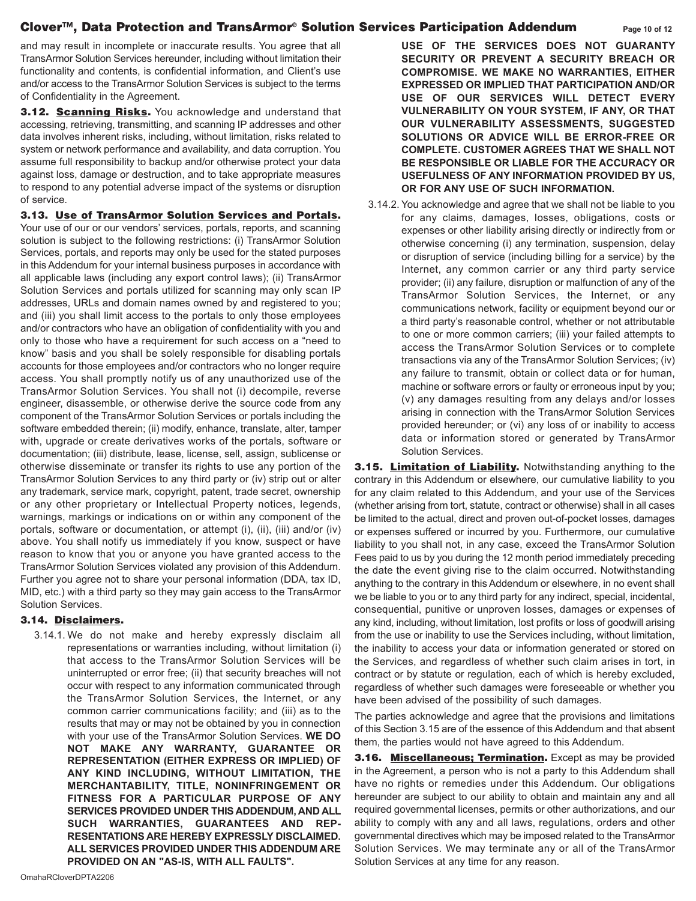and may result in incomplete or inaccurate results. You agree that all TransArmor Solution Services hereunder, including without limitation their functionality and contents, is confidential information, and Client's use and/or access to the TransArmor Solution Services is subject to the terms of Confidentiality in the Agreement.

**3.12. Scanning Risks.** You acknowledge and understand that accessing, retrieving, transmitting, and scanning IP addresses and other data involves inherent risks, including, without limitation, risks related to system or network performance and availability, and data corruption. You assume full responsibility to backup and/or otherwise protect your data against loss, damage or destruction, and to take appropriate measures to respond to any potential adverse impact of the systems or disruption of service.

**3.13. Use of TransArmor Solution Services and Portals.** Your use of our or our vendors' services, portals, reports, and scanning solution is subject to the following restrictions: (i) TransArmor Solution Services, portals, and reports may only be used for the stated purposes in this Addendum for your internal business purposes in accordance with all applicable laws (including any export control laws); (ii) TransArmor Solution Services and portals utilized for scanning may only scan IP addresses, URLs and domain names owned by and registered to you; and (iii) you shall limit access to the portals to only those employees and/or contractors who have an obligation of confidentiality with you and only to those who have a requirement for such access on a "need to know" basis and you shall be solely responsible for disabling portals accounts for those employees and/or contractors who no longer require access. You shall promptly notify us of any unauthorized use of the TransArmor Solution Services. You shall not (i) decompile, reverse engineer, disassemble, or otherwise derive the source code from any component of the TransArmor Solution Services or portals including the software embedded therein; (ii) modify, enhance, translate, alter, tamper with, upgrade or create derivatives works of the portals, software or documentation; (iii) distribute, lease, license, sell, assign, sublicense or otherwise disseminate or transfer its rights to use any portion of the TransArmor Solution Services to any third party or (iv) strip out or alter any trademark, service mark, copyright, patent, trade secret, ownership or any other proprietary or Intellectual Property notices, legends, warnings, markings or indications on or within any component of the portals, software or documentation, or attempt (i), (ii), (iii) and/or (iv) above. You shall notify us immediately if you know, suspect or have reason to know that you or anyone you have granted access to the TransArmor Solution Services violated any provision of this Addendum. Further you agree not to share your personal information (DDA, tax ID, MID, etc.) with a third party so they may gain access to the TransArmor Solution Services.

**3.14. Disclaimers.**

3.14.1. We do not make and hereby expressly disclaim all representations or warranties including, without limitation (i) that access to the TransArmor Solution Services will be uninterrupted or error free; (ii) that security breaches will not occur with respect to any information communicated through the TransArmor Solution Services, the Internet, or any common carrier communications facility; and (iii) as to the results that may or may not be obtained by you in connection with your use of the TransArmor Solution Services. **WE DO NOT MAKE ANY WARRANTY, GUARANTEE OR REPRESENTATION (EITHER EXPRESS OR IMPLIED) OF ANY KIND INCLUDING, WITHOUT LIMITATION, THE MERCHANTABILITY, TITLE, NONINFRINGEMENT OR FITNESS FOR A PARTICULAR PURPOSE OF ANY SERVICES PROVIDED UNDER THIS ADDENDUM, AND ALL SUCH WARRANTIES, GUARANTEES AND REPRESENTATIONS ARE HEREBY EXPRESSLY DISCLAIMED. ALL SERVICES PROVIDED UNDER THIS ADDENDUM ARE PROVIDED ON AN "AS-IS, WITH ALL FAULTS". USE OF THE SERVICES DOES NOT GUARANTY SECURITY OR PREVENT A SECURITY BREACH OR COMPROMISE. WE MAKE NO WARRANTIES, EITHER EXPRESSED OR IMPLIED THAT PARTICIPATION AND/OR USE OF OUR SERVICES WILL DETECT EVERY VULNERABILITY ON YOUR SYSTEM, IF ANY, OR THAT OUR VULNERABILITY ASSESSMENTS, SUGGESTED SOLUTIONS OR ADVICE WILL BE ERROR-FREE OR COMPLETE. CUSTOMER AGREES THAT WE SHALL NOT BE RESPONSIBLE OR LIABLE FOR THE ACCURACY OR USEFULNESS OF ANY INFORMATION PROVIDED BY US, OR FOR ANY USE OF SUCH INFORMATION.**

3.14.2. You acknowledge and agree that we shall not be liable to you for any claims, damages, losses, obligations, costs or expenses or other liability arising directly or indirectly from or otherwise concerning (i) any termination, suspension, delay or disruption of service (including billing for a service) by the Internet, any common carrier or any third party service provider; (ii) any failure, disruption or malfunction of any of the TransArmor Solution Services, the Internet, or any communications network, facility or equipment beyond our or a third party's reasonable control, whether or not attributable to one or more common carriers; (iii) your failed attempts to access the TransArmor Solution Services or to complete transactions via any of the TransArmor Solution Services; (iv) any failure to transmit, obtain or collect data or for human, machine or software errors or faulty or erroneous input by you; (v) any damages resulting from any delays and/or losses arising in connection with the TransArmor Solution Services provided hereunder; or (vi) any loss of or inability to access data or information stored or generated by TransArmor Solution Services.

**3.15. Limitation of Liability.** Notwithstanding anything to the contrary in this Addendum or elsewhere, our cumulative liability to you for any claim related to this Addendum, and your use of the Services (whether arising from tort, statute, contract or otherwise) shall in all cases be limited to the actual, direct and proven out-of-pocket losses, damages or expenses suffered or incurred by you. Furthermore, our cumulative liability to you shall not, in any case, exceed the TransArmor Solution Fees paid to us by you during the 12 month period immediately preceding the date the event giving rise to the claim occurred. Notwithstanding anything to the contrary in this Addendum or elsewhere, in no event shall we be liable to you or to any third party for any indirect, special, incidental, consequential, punitive or unproven losses, damages or expenses of any kind, including, without limitation, lost profits or loss of goodwill arising from the use or inability to use the Services including, without limitation, the inability to access your data or information generated or stored on the Services, and regardless of whether such claim arises in tort, in contract or by statute or regulation, each of which is hereby excluded, regardless of whether such damages were foreseeable or whether you have been advised of the possibility of such damages.

The parties acknowledge and agree that the provisions and limitations of this Section 3.15 are of the essence of this Addendum and that absent them, the parties would not have agreed to this Addendum.

**3.16. Miscellaneous; Termination.** Except as may be provided in the Agreement, a person who is not a party to this Addendum shall have no rights or remedies under this Addendum. Our obligations hereunder are subject to our ability to obtain and maintain any and all required governmental licenses, permits or other authorizations, and our ability to comply with any and all laws, regulations, orders and other governmental directives which may be imposed related to the TransArmor Solution Services. We may terminate any or all of the TransArmor Solution Services at any time for any reason.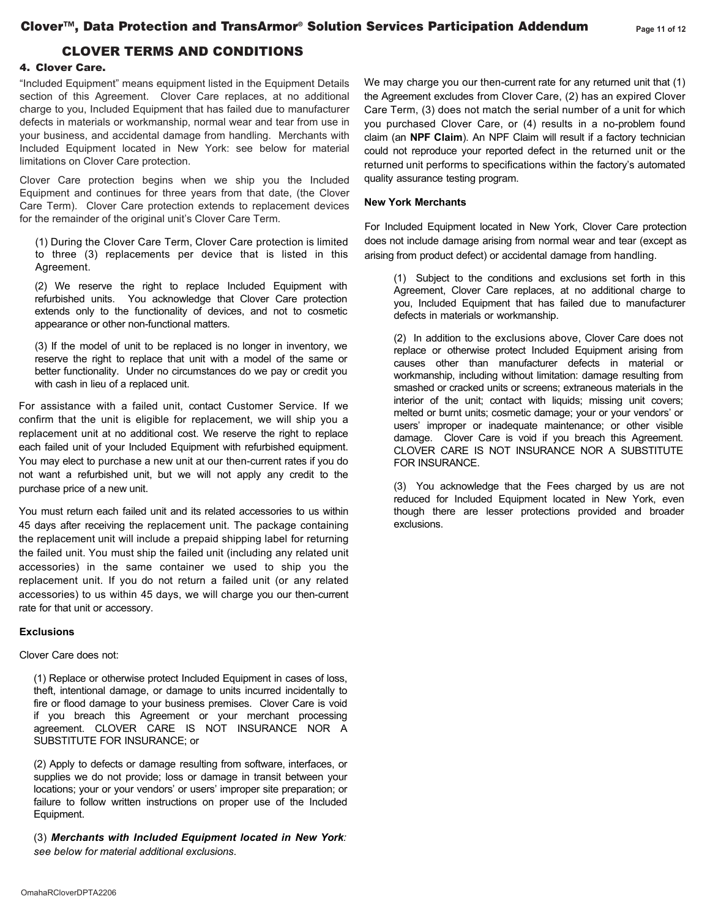## CLOVER TERMS AND CONDITIONS

### 4. Clover Care.

"Included Equipment" means equipment listed in the Equipment Details section of this Agreement. Clover Care replaces, at no additional charge to you, Included Equipment that has failed due to manufacturer defects in materials or workmanship, normal wear and tear from use in your business, and accidental damage from handling. Merchants with Included Equipment located in New York: see below for material limitations on Clover Care protection.

Clover Care protection begins when we ship you the Included Equipment and continues for three years from that date, (the Clover Care Term). Clover Care protection extends to replacement devices for the remainder of the original unit's Clover Care Term.

(1) During the Clover Care Term, Clover Care protection is limited to three (3) replacements per device that is listed in this Agreement.

(2) We reserve the right to replace Included Equipment with refurbished units. You acknowledge that Clover Care protection extends only to the functionality of devices, and not to cosmetic appearance or other non-functional matters.

(3) If the model of unit to be replaced is no longer in inventory, we reserve the right to replace that unit with a model of the same or better functionality. Under no circumstances do we pay or credit you with cash in lieu of a replaced unit.

For assistance with a failed unit, contact Customer Service. If we confirm that the unit is eligible for replacement, we will ship you a replacement unit at no additional cost. We reserve the right to replace each failed unit of your Included Equipment with refurbished equipment. You may elect to purchase a new unit at our then-current rates if you do not want a refurbished unit, but we will not apply any credit to the purchase price of a new unit.

You must return each failed unit and its related accessories to us within 45 days after receiving the replacement unit. The package containing the replacement unit will include a prepaid shipping label for returning the failed unit. You must ship the failed unit (including any related unit accessories) in the same container we used to ship you the replacement unit. If you do not return a failed unit (or any related accessories) to us within 45 days, we will charge you our then-current rate for that unit or accessory.

**Exclusions**

Clover Care does not:

(1) Replace or otherwise protect Included Equipment in cases of loss, theft, intentional damage, or damage to units incurred incidentally to fire or flood damage to your business premises. Clover Care is void if you breach this Agreement or your merchant processing agreement. CLOVER CARE IS NOT INSURANCE NOR A SUBSTITUTE FOR INSURANCE; or

(2) Apply to defects or damage resulting from software, interfaces, or supplies we do not provide; loss or damage in transit between your locations; your or your vendors' or users' improper site preparation; or failure to follow written instructions on proper use of the Included Equipment.

(3) ***Merchants with Included Equipment located in New York****: see below for material additional exclusions.*

We may charge you our then-current rate for any returned unit that (1) the Agreement excludes from Clover Care, (2) has an expired Clover Care Term, (3) does not match the serial number of a unit for which you purchased Clover Care, or (4) results in a no-problem found claim (an **NPF Claim**). An NPF Claim will result if a factory technician could not reproduce your reported defect in the returned unit or the returned unit performs to specifications within the factory's automated quality assurance testing program.

**New York Merchants**

For Included Equipment located in New York, Clover Care protection does not include damage arising from normal wear and tear (except as arising from product defect) or accidental damage from handling.

(1) Subject to the conditions and exclusions set forth in this Agreement, Clover Care replaces, at no additional charge to you, Included Equipment that has failed due to manufacturer defects in materials or workmanship.

(2) In addition to the exclusions above, Clover Care does not replace or otherwise protect Included Equipment arising from causes other than manufacturer defects in material or workmanship, including without limitation: damage resulting from smashed or cracked units or screens; extraneous materials in the interior of the unit; contact with liquids; missing unit covers; melted or burnt units; cosmetic damage; your or your vendors' or users' improper or inadequate maintenance; or other visible damage. Clover Care is void if you breach this Agreement. CLOVER CARE IS NOT INSURANCE NOR A SUBSTITUTE FOR INSURANCE.

(3) You acknowledge that the Fees charged by us are not reduced for Included Equipment located in New York, even though there are lesser protections provided and broader exclusions.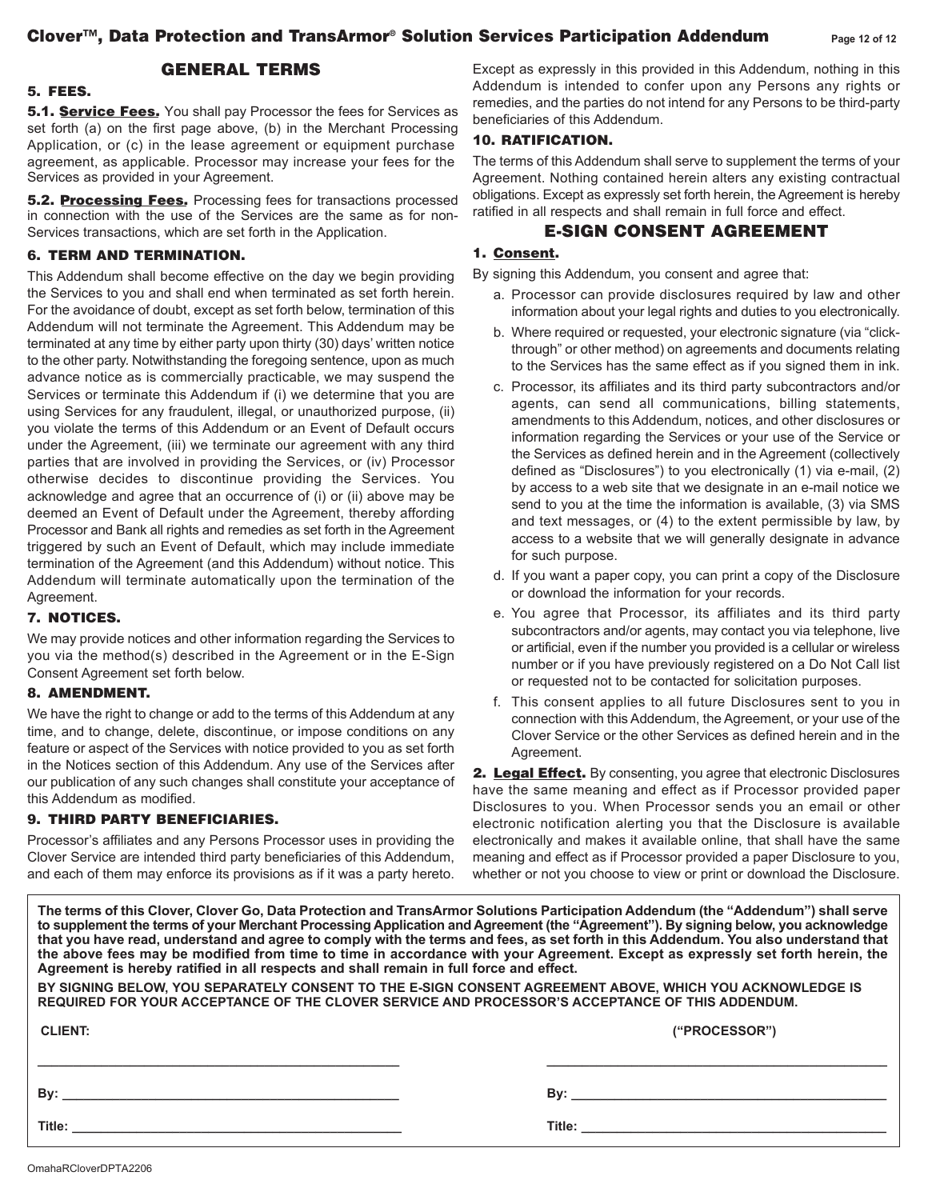## GENERAL TERMS

### 5. FEES.

**5.1. Service Fees.** You shall pay Processor the fees for Services as set forth (a) on the first page above, (b) in the Merchant Processing Application, or (c) in the lease agreement or equipment purchase agreement, as applicable. Processor may increase your fees for the Services as provided in your Agreement.

**5.2. Processing Fees.** Processing fees for transactions processed in connection with the use of the Services are the same as for non-Services transactions, which are set forth in the Application.

### 6. TERM AND TERMINATION.

This Addendum shall become effective on the day we begin providing the Services to you and shall end when terminated as set forth herein. For the avoidance of doubt, except as set forth below, termination of this Addendum will not terminate the Agreement. This Addendum may be terminated at any time by either party upon thirty (30) days' written notice to the other party. Notwithstanding the foregoing sentence, upon as much advance notice as is commercially practicable, we may suspend the Services or terminate this Addendum if (i) we determine that you are using Services for any fraudulent, illegal, or unauthorized purpose, (ii) you violate the terms of this Addendum or an Event of Default occurs under the Agreement, (iii) we terminate our agreement with any third parties that are involved in providing the Services, or (iv) Processor otherwise decides to discontinue providing the Services. You acknowledge and agree that an occurrence of (i) or (ii) above may be deemed an Event of Default under the Agreement, thereby affording Processor and Bank all rights and remedies as set forth in the Agreement triggered by such an Event of Default, which may include immediate termination of the Agreement (and this Addendum) without notice. This Addendum will terminate automatically upon the termination of the Agreement.

### 7. NOTICES.

We may provide notices and other information regarding the Services to you via the method(s) described in the Agreement or in the E-Sign Consent Agreement set forth below.

### 8. AMENDMENT.

We have the right to change or add to the terms of this Addendum at any time, and to change, delete, discontinue, or impose conditions on any feature or aspect of the Services with notice provided to you as set forth in the Notices section of this Addendum. Any use of the Services after our publication of any such changes shall constitute your acceptance of this Addendum as modified.

### 9. THIRD PARTY BENEFICIARIES.

Processor's affiliates and any Persons Processor uses in providing the Clover Service are intended third party beneficiaries of this Addendum, and each of them may enforce its provisions as if it was a party hereto. Except as expressly in this provided in this Addendum, nothing in this Addendum is intended to confer upon any Persons any rights or remedies, and the parties do not intend for any Persons to be third-party beneficiaries of this Addendum.

### 10. RATIFICATION.

The terms of this Addendum shall serve to supplement the terms of your Agreement. Nothing contained herein alters any existing contractual obligations. Except as expressly set forth herein, the Agreement is hereby ratified in all respects and shall remain in full force and effect.

## E-SIGN CONSENT AGREEMENT

### 1. Consent.

By signing this Addendum, you consent and agree that:

a. Processor can provide disclosures required by law and other information about your legal rights and duties to you electronically.

b. Where required or requested, your electronic signature (via "click-through" or other method) on agreements and documents relating to the Services has the same effect as if you signed them in ink.

c. Processor, its affiliates and its third party subcontractors and/or agents, can send all communications, billing statements, amendments to this Addendum, notices, and other disclosures or information regarding the Services or your use of the Service or the Services as defined herein and in the Agreement (collectively defined as "Disclosures") to you electronically (1) via e-mail, (2) by access to a web site that we designate in an e-mail notice we send to you at the time the information is available, (3) via SMS and text messages, or (4) to the extent permissible by law, by access to a website that we will generally designate in advance for such purpose.

d. If you want a paper copy, you can print a copy of the Disclosure or download the information for your records.

e. You agree that Processor, its affiliates and its third party subcontractors and/or agents, may contact you via telephone, live or artificial, even if the number you provided is a cellular or wireless number or if you have previously registered on a Do Not Call list or requested not to be contacted for solicitation purposes.

f. This consent applies to all future Disclosures sent to you in connection with this Addendum, the Agreement, or your use of the Clover Service or the other Services as defined herein and in the Agreement.

**2. Legal Effect.** By consenting, you agree that electronic Disclosures have the same meaning and effect as if Processor provided paper Disclosures to you. When Processor sends you an email or other electronic notification alerting you that the Disclosure is available electronically and makes it available online, that shall have the same meaning and effect as if Processor provided a paper Disclosure to you, whether or not you choose to view or print or download the Disclosure.

**The terms of this Clover, Clover Go, Data Protection and TransArmor Solutions Participation Addendum (the "Addendum") shall serve to supplement the terms of your Merchant Processing Application and Agreement (the "Agreement"). By signing below, you acknowledge that you have read, understand and agree to comply with the terms and fees, as set forth in this Addendum. You also understand that the above fees may be modified from time to time in accordance with your Agreement. Except as expressly set forth herein, the Agreement is hereby ratified in all respects and shall remain in full force and effect.**

**BY SIGNING BELOW, YOU SEPARATELY CONSENT TO THE E-SIGN CONSENT AGREEMENT ABOVE, WHICH YOU ACKNOWLEDGE IS REQUIRED FOR YOUR ACCEPTANCE OF THE CLOVER SERVICE AND PROCESSOR'S ACCEPTANCE OF THIS ADDENDUM.**

| **CLIENT:** | **("PROCESSOR")** |
|---|---|
| ______________________________ | ______________________________ |
| **By:** ______________________________ | **By:** ______________________________ |
| **Title:** ______________________________ | **Title:** ______________________________ |

OmahaRCloverDPTA2206